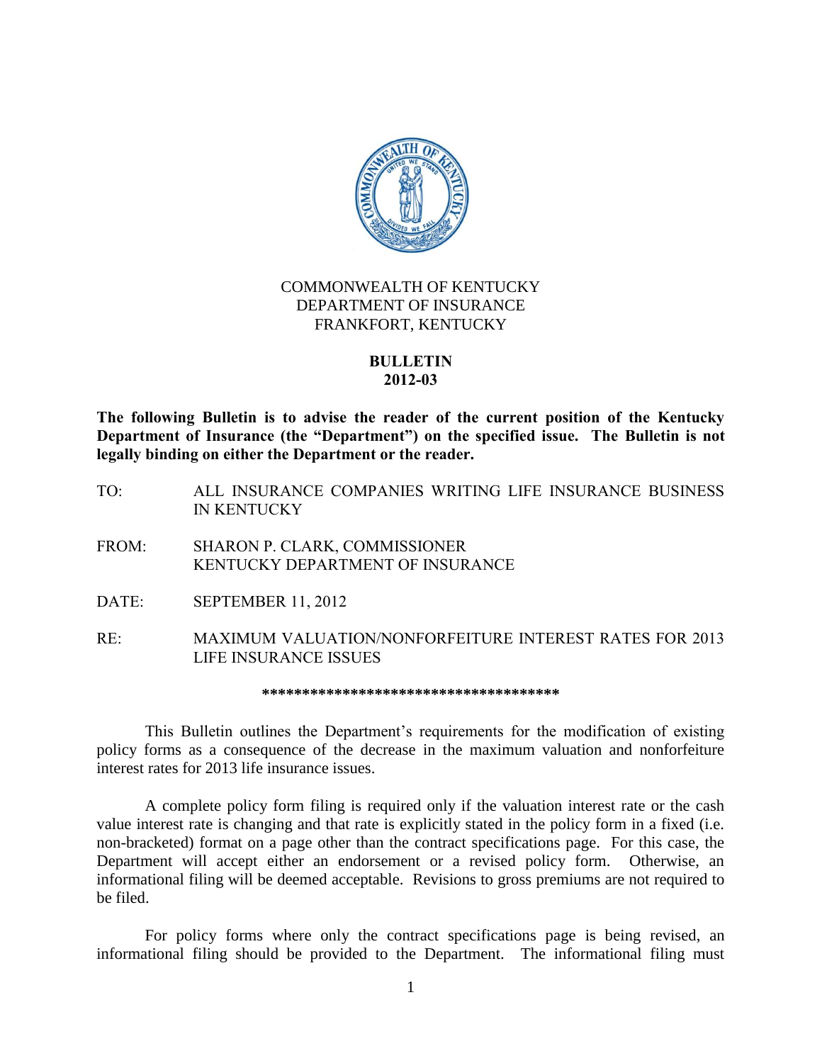COMMONWEALTH OF KENTUCKY
DEPARTMENT OF INSURANCE
FRANKFORT, KENTUCKY

# BULLETIN
# 2012-03

**The following Bulletin is to advise the reader of the current position of the Kentucky Department of Insurance (the "Department") on the specified issue. The Bulletin is not legally binding on either the Department or the reader.**

TO: ALL INSURANCE COMPANIES WRITING LIFE INSURANCE BUSINESS IN KENTUCKY

FROM: SHARON P. CLARK, COMMISSIONER
KENTUCKY DEPARTMENT OF INSURANCE

DATE: SEPTEMBER 11, 2012

RE: MAXIMUM VALUATION/NONFORFEITURE INTEREST RATES FOR 2013 LIFE INSURANCE ISSUES

*************************************

This Bulletin outlines the Department's requirements for the modification of existing policy forms as a consequence of the decrease in the maximum valuation and nonforfeiture interest rates for 2013 life insurance issues.

A complete policy form filing is required only if the valuation interest rate or the cash value interest rate is changing and that rate is explicitly stated in the policy form in a fixed (i.e. non-bracketed) format on a page other than the contract specifications page. For this case, the Department will accept either an endorsement or a revised policy form. Otherwise, an informational filing will be deemed acceptable. Revisions to gross premiums are not required to be filed.

For policy forms where only the contract specifications page is being revised, an informational filing should be provided to the Department. The informational filing must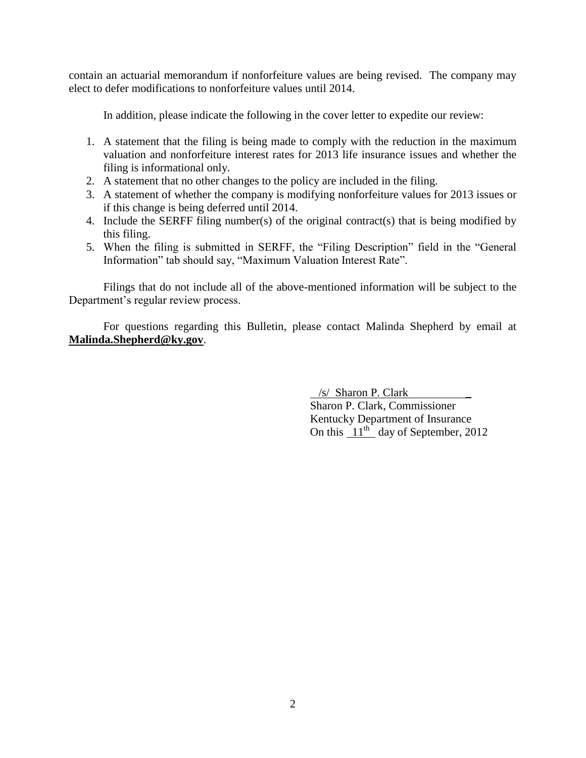contain an actuarial memorandum if nonforfeiture values are being revised. The company may elect to defer modifications to nonforfeiture values until 2014.

In addition, please indicate the following in the cover letter to expedite our review:

1. A statement that the filing is being made to comply with the reduction in the maximum valuation and nonforfeiture interest rates for 2013 life insurance issues and whether the filing is informational only.
2. A statement that no other changes to the policy are included in the filing.
3. A statement of whether the company is modifying nonforfeiture values for 2013 issues or if this change is being deferred until 2014.
4. Include the SERFF filing number(s) of the original contract(s) that is being modified by this filing.
5. When the filing is submitted in SERFF, the "Filing Description" field in the "General Information" tab should say, "Maximum Valuation Interest Rate".

Filings that do not include all of the above-mentioned information will be subject to the Department's regular review process.

For questions regarding this Bulletin, please contact Malinda Shepherd by email at **Malinda.Shepherd@ky.gov**.

/s/ Sharon P. Clark
Sharon P. Clark, Commissioner
Kentucky Department of Insurance
On this 11th day of September, 2012